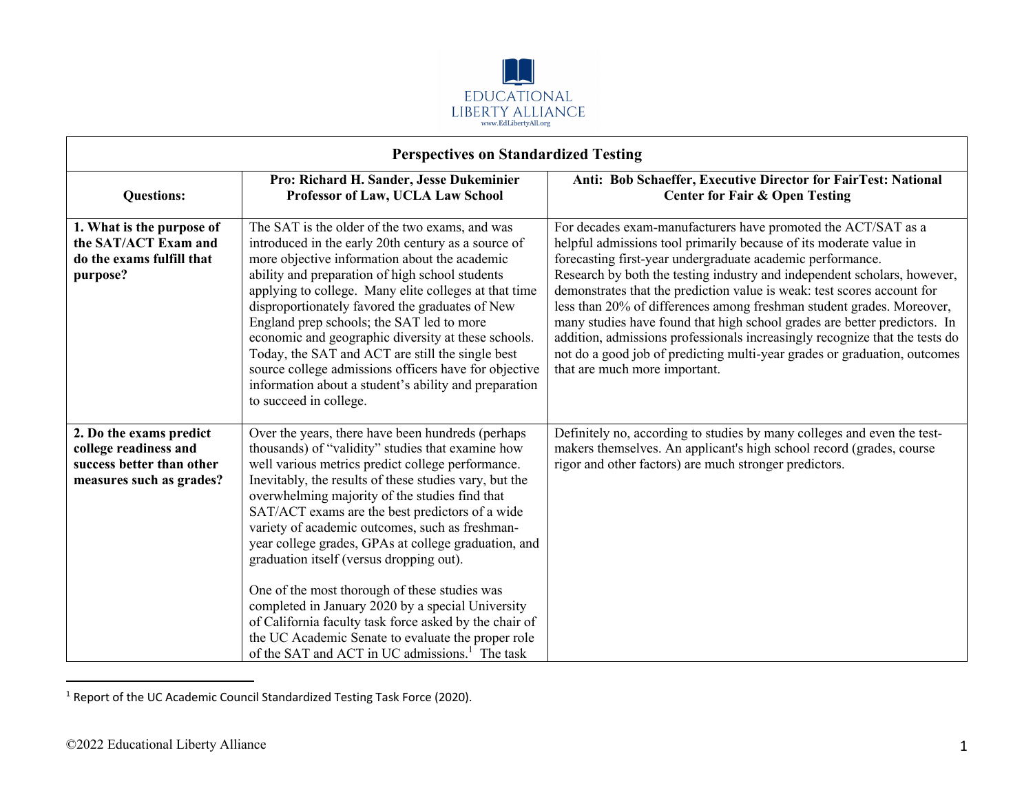EDUCATIONAL LIBERTY ALLIANCE
www.EdLibertyAll.org

| Perspectives on Standardized Testing | | |
|---|---|---|
| **Questions:** | **Pro: Richard H. Sander, Jesse Dukeminier Professor of Law, UCLA Law School** | **Anti: Bob Schaeffer, Executive Director for FairTest: National Center for Fair & Open Testing** |
| **1. What is the purpose of the SAT/ACT Exam and do the exams fulfill that purpose?** | The SAT is the older of the two exams, and was introduced in the early 20th century as a source of more objective information about the academic ability and preparation of high school students applying to college. Many elite colleges at that time disproportionately favored the graduates of New England prep schools; the SAT led to more economic and geographic diversity at these schools. Today, the SAT and ACT are still the single best source college admissions officers have for objective information about a student's ability and preparation to succeed in college. | For decades exam-manufacturers have promoted the ACT/SAT as a helpful admissions tool primarily because of its moderate value in forecasting first-year undergraduate academic performance. Research by both the testing industry and independent scholars, however, demonstrates that the prediction value is weak: test scores account for less than 20% of differences among freshman student grades. Moreover, many studies have found that high school grades are better predictors. In addition, admissions professionals increasingly recognize that the tests do not do a good job of predicting multi-year grades or graduation, outcomes that are much more important. |
| **2. Do the exams predict college readiness and success better than other measures such as grades?** | Over the years, there have been hundreds (perhaps thousands) of "validity" studies that examine how well various metrics predict college performance. Inevitably, the results of these studies vary, but the overwhelming majority of the studies find that SAT/ACT exams are the best predictors of a wide variety of academic outcomes, such as freshman-year college grades, GPAs at college graduation, and graduation itself (versus dropping out).<br><br>One of the most thorough of these studies was completed in January 2020 by a special University of California faculty task force asked by the chair of the UC Academic Senate to evaluate the proper role of the SAT and ACT in UC admissions.[1] The task | Definitely no, according to studies by many colleges and even the test-makers themselves. An applicant's high school record (grades, course rigor and other factors) are much stronger predictors. |

[1] Report of the UC Academic Council Standardized Testing Task Force (2020).

©2022 Educational Liberty Alliance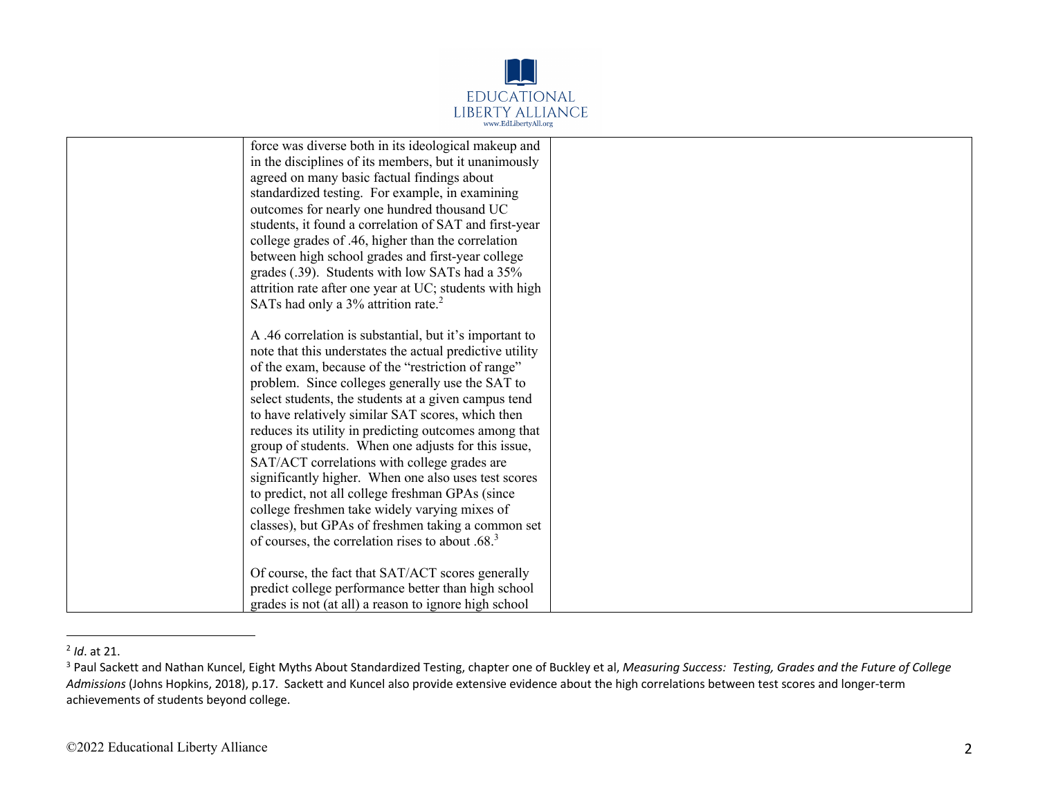| | | |
|---|---|---|
| | force was diverse both in its ideological makeup and in the disciplines of its members, but it unanimously agreed on many basic factual findings about standardized testing. For example, in examining outcomes for nearly one hundred thousand UC students, it found a correlation of SAT and first-year college grades of .46, higher than the correlation between high school grades and first-year college grades (.39). Students with low SATs had a 35% attrition rate after one year at UC; students with high SATs had only a 3% attrition rate.[2]<br><br>A .46 correlation is substantial, but it's important to note that this understates the actual predictive utility of the exam, because of the "restriction of range" problem. Since colleges generally use the SAT to select students, the students at a given campus tend to have relatively similar SAT scores, which then reduces its utility in predicting outcomes among that group of students. When one adjusts for this issue, SAT/ACT correlations with college grades are significantly higher. When one also uses test scores to predict, not all college freshman GPAs (since college freshmen take widely varying mixes of classes), but GPAs of freshmen taking a common set of courses, the correlation rises to about .68.[3]<br><br>Of course, the fact that SAT/ACT scores generally predict college performance better than high school grades is not (at all) a reason to ignore high school | |

[2] *Id*. at 21.

[3] Paul Sackett and Nathan Kuncel, Eight Myths About Standardized Testing, chapter one of Buckley et al, *Measuring Success: Testing, Grades and the Future of College Admissions* (Johns Hopkins, 2018), p.17. Sackett and Kuncel also provide extensive evidence about the high correlations between test scores and longer-term achievements of students beyond college.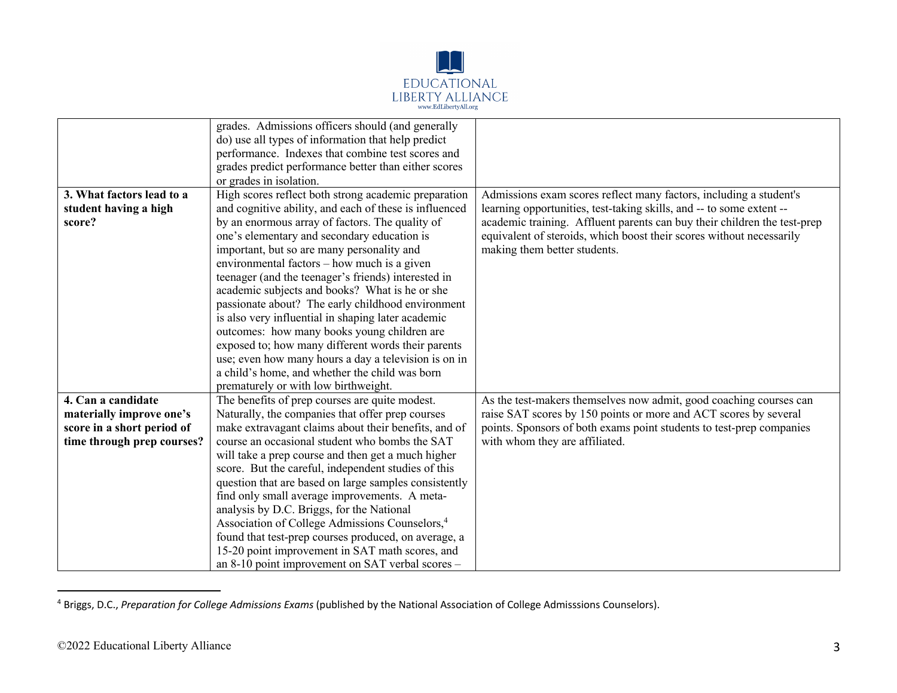| | | |
|---|---|---|
| | grades. Admissions officers should (and generally do) use all types of information that help predict performance. Indexes that combine test scores and grades predict performance better than either scores or grades in isolation. | |
| **3. What factors lead to a student having a high score?** | High scores reflect both strong academic preparation and cognitive ability, and each of these is influenced by an enormous array of factors. The quality of one's elementary and secondary education is important, but so are many personality and environmental factors – how much is a given teenager (and the teenager's friends) interested in academic subjects and books? What is he or she passionate about? The early childhood environment is also very influential in shaping later academic outcomes: how many books young children are exposed to; how many different words their parents use; even how many hours a day a television is on in a child's home, and whether the child was born prematurely or with low birthweight. | Admissions exam scores reflect many factors, including a student's learning opportunities, test-taking skills, and -- to some extent -- academic training. Affluent parents can buy their children the test-prep equivalent of steroids, which boost their scores without necessarily making them better students. |
| **4. Can a candidate materially improve one's score in a short period of time through prep courses?** | The benefits of prep courses are quite modest. Naturally, the companies that offer prep courses make extravagant claims about their benefits, and of course an occasional student who bombs the SAT will take a prep course and then get a much higher score. But the careful, independent studies of this question that are based on large samples consistently find only small average improvements. A meta-analysis by D.C. Briggs, for the National Association of College Admissions Counselors,[4] found that test-prep courses produced, on average, a 15-20 point improvement in SAT math scores, and an 8-10 point improvement on SAT verbal scores – | As the test-makers themselves now admit, good coaching courses can raise SAT scores by 150 points or more and ACT scores by several points. Sponsors of both exams point students to test-prep companies with whom they are affiliated. |

[4] Briggs, D.C., *Preparation for College Admissions Exams* (published by the National Association of College Admisssions Counselors).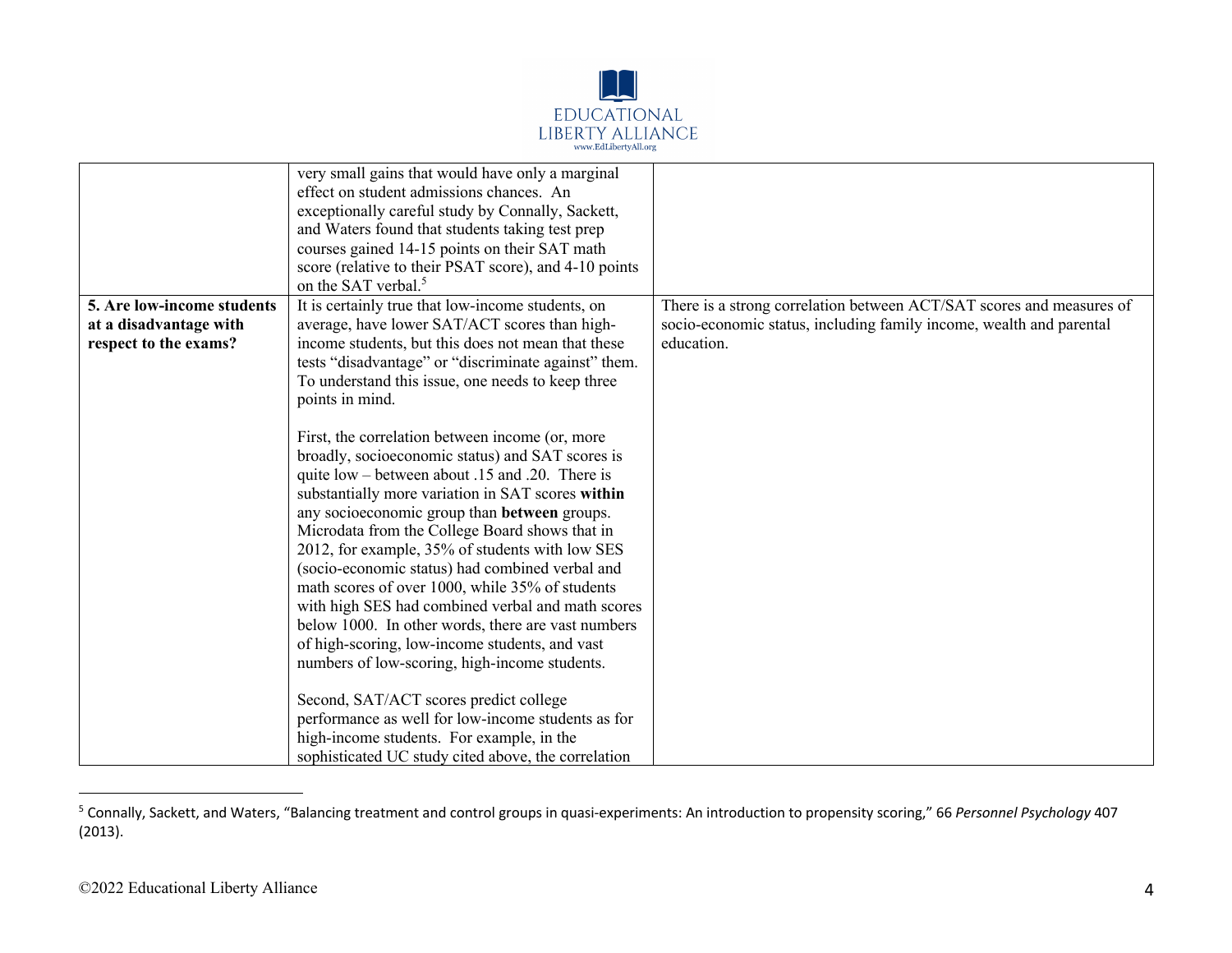| | | |
|---|---|---|
| | very small gains that would have only a marginal effect on student admissions chances. An exceptionally careful study by Connally, Sackett, and Waters found that students taking test prep courses gained 14-15 points on their SAT math score (relative to their PSAT score), and 4-10 points on the SAT verbal.[5] | |
| **5. Are low-income students at a disadvantage with respect to the exams?** | It is certainly true that low-income students, on average, have lower SAT/ACT scores than high-income students, but this does not mean that these tests "disadvantage" or "discriminate against" them. To understand this issue, one needs to keep three points in mind.<br><br>First, the correlation between income (or, more broadly, socioeconomic status) and SAT scores is quite low – between about .15 and .20. There is substantially more variation in SAT scores **within** any socioeconomic group than **between** groups. Microdata from the College Board shows that in 2012, for example, 35% of students with low SES (socio-economic status) had combined verbal and math scores of over 1000, while 35% of students with high SES had combined verbal and math scores below 1000. In other words, there are vast numbers of high-scoring, low-income students, and vast numbers of low-scoring, high-income students.<br><br>Second, SAT/ACT scores predict college performance as well for low-income students as for high-income students. For example, in the sophisticated UC study cited above, the correlation | There is a strong correlation between ACT/SAT scores and measures of socio-economic status, including family income, wealth and parental education. |

[5] Connally, Sackett, and Waters, "Balancing treatment and control groups in quasi-experiments: An introduction to propensity scoring," 66 *Personnel Psychology* 407 (2013).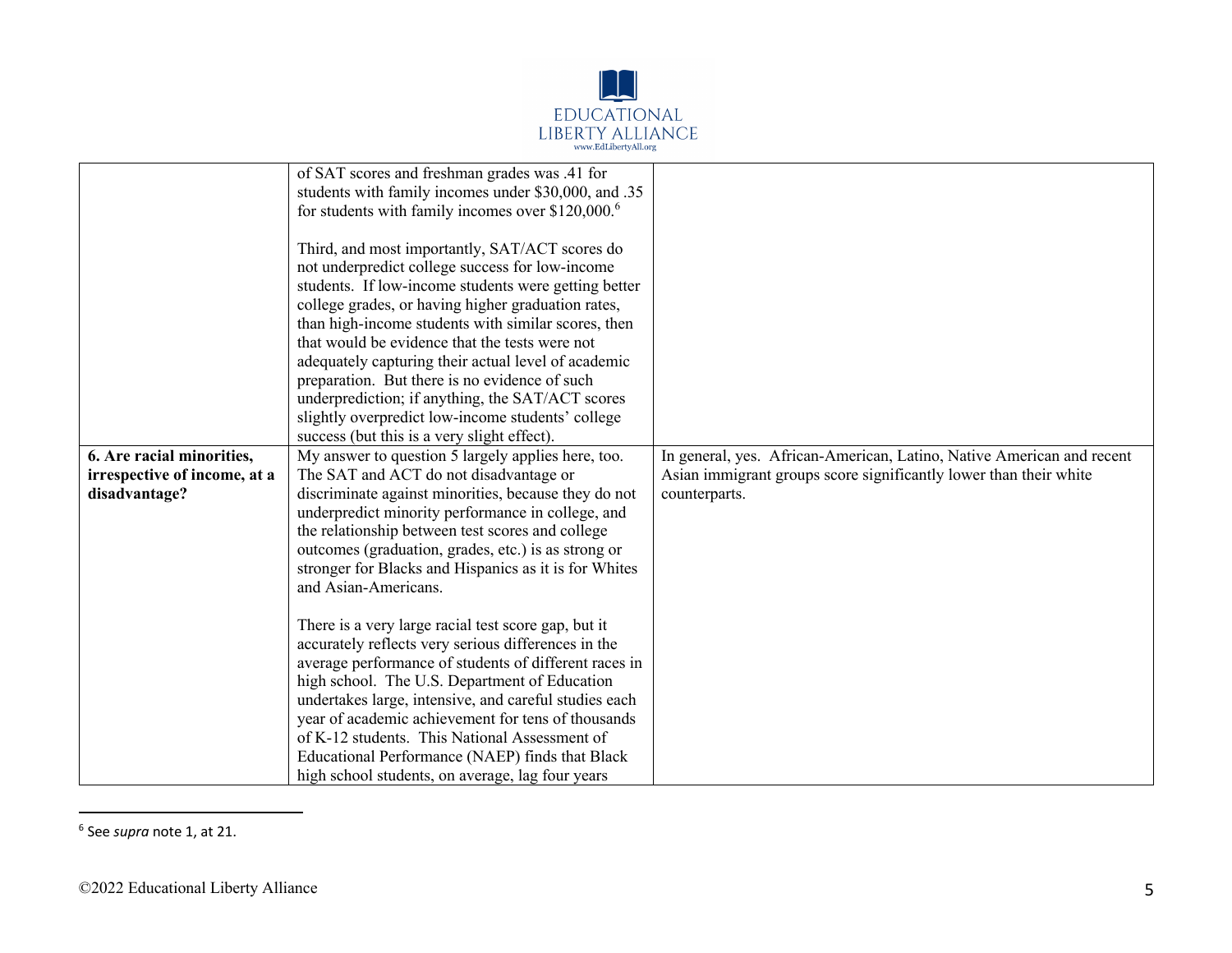| | | |
|---|---|---|
| | of SAT scores and freshman grades was .41 for students with family incomes under $30,000, and .35 for students with family incomes over $120,000.[6]<br><br>Third, and most importantly, SAT/ACT scores do not underpredict college success for low-income students. If low-income students were getting better college grades, or having higher graduation rates, than high-income students with similar scores, then that would be evidence that the tests were not adequately capturing their actual level of academic preparation. But there is no evidence of such underprediction; if anything, the SAT/ACT scores slightly overpredict low-income students' college success (but this is a very slight effect). | |
| **6. Are racial minorities, irrespective of income, at a disadvantage?** | My answer to question 5 largely applies here, too. The SAT and ACT do not disadvantage or discriminate against minorities, because they do not underpredict minority performance in college, and the relationship between test scores and college outcomes (graduation, grades, etc.) is as strong or stronger for Blacks and Hispanics as it is for Whites and Asian-Americans.<br><br>There is a very large racial test score gap, but it accurately reflects very serious differences in the average performance of students of different races in high school. The U.S. Department of Education undertakes large, intensive, and careful studies each year of academic achievement for tens of thousands of K-12 students. This National Assessment of Educational Performance (NAEP) finds that Black high school students, on average, lag four years | In general, yes. African-American, Latino, Native American and recent Asian immigrant groups score significantly lower than their white counterparts. |

[6] See *supra* note 1, at 21.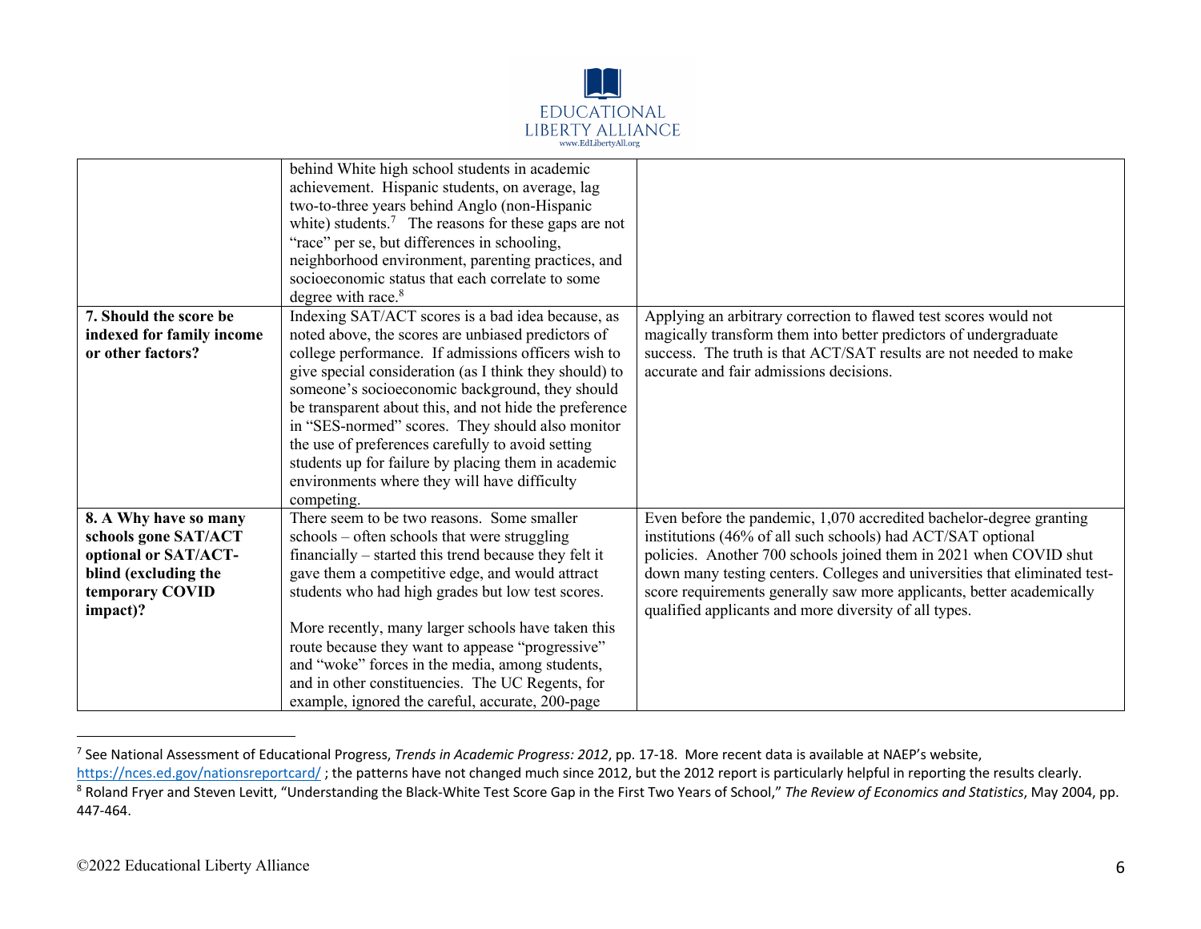| | | |
|---|---|---|
| | behind White high school students in academic achievement. Hispanic students, on average, lag two-to-three years behind Anglo (non-Hispanic white) students.[7] The reasons for these gaps are not "race" per se, but differences in schooling, neighborhood environment, parenting practices, and socioeconomic status that each correlate to some degree with race.[8] | |
| **7. Should the score be indexed for family income or other factors?** | Indexing SAT/ACT scores is a bad idea because, as noted above, the scores are unbiased predictors of college performance. If admissions officers wish to give special consideration (as I think they should) to someone's socioeconomic background, they should be transparent about this, and not hide the preference in "SES-normed" scores. They should also monitor the use of preferences carefully to avoid setting students up for failure by placing them in academic environments where they will have difficulty competing. | Applying an arbitrary correction to flawed test scores would not magically transform them into better predictors of undergraduate success. The truth is that ACT/SAT results are not needed to make accurate and fair admissions decisions. |
| **8. A Why have so many schools gone SAT/ACT optional or SAT/ACT-blind (excluding the temporary COVID impact)?** | There seem to be two reasons. Some smaller schools – often schools that were struggling financially – started this trend because they felt it gave them a competitive edge, and would attract students who had high grades but low test scores.<br><br>More recently, many larger schools have taken this route because they want to appease "progressive" and "woke" forces in the media, among students, and in other constituencies. The UC Regents, for example, ignored the careful, accurate, 200-page | Even before the pandemic, 1,070 accredited bachelor-degree granting institutions (46% of all such schools) had ACT/SAT optional policies. Another 700 schools joined them in 2021 when COVID shut down many testing centers. Colleges and universities that eliminated test-score requirements generally saw more applicants, better academically qualified applicants and more diversity of all types. |

[7] See National Assessment of Educational Progress, *Trends in Academic Progress: 2012*, pp. 17-18. More recent data is available at NAEP's website, https://nces.ed.gov/nationsreportcard/ ; the patterns have not changed much since 2012, but the 2012 report is particularly helpful in reporting the results clearly.

[8] Roland Fryer and Steven Levitt, "Understanding the Black-White Test Score Gap in the First Two Years of School," *The Review of Economics and Statistics*, May 2004, pp. 447-464.

©2022 Educational Liberty Alliance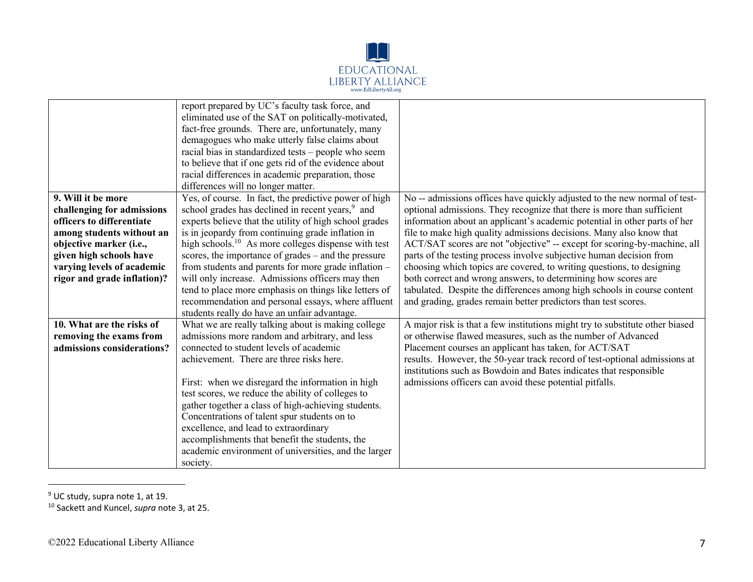|  |  |  |
| --- | --- | --- |
|  | report prepared by UC's faculty task force, and eliminated use of the SAT on politically-motivated, fact-free grounds. There are, unfortunately, many demagogues who make utterly false claims about racial bias in standardized tests – people who seem to believe that if one gets rid of the evidence about racial differences in academic preparation, those differences will no longer matter. |  |
| **9. Will it be more challenging for admissions officers to differentiate among students without an objective marker (i.e., given high schools have varying levels of academic rigor and grade inflation)?** | Yes, of course. In fact, the predictive power of high school grades has declined in recent years,[9] and experts believe that the utility of high school grades is in jeopardy from continuing grade inflation in high schools.[10] As more colleges dispense with test scores, the importance of grades – and the pressure from students and parents for more grade inflation – will only increase. Admissions officers may then tend to place more emphasis on things like letters of recommendation and personal essays, where affluent students really do have an unfair advantage. | No -- admissions offices have quickly adjusted to the new normal of test-optional admissions. They recognize that there is more than sufficient information about an applicant's academic potential in other parts of her file to make high quality admissions decisions. Many also know that ACT/SAT scores are not "objective" -- except for scoring-by-machine, all parts of the testing process involve subjective human decision from choosing which topics are covered, to writing questions, to designing both correct and wrong answers, to determining how scores are tabulated. Despite the differences among high schools in course content and grading, grades remain better predictors than test scores. |
| **10. What are the risks of removing the exams from admissions considerations?** | What we are really talking about is making college admissions more random and arbitrary, and less connected to student levels of academic achievement. There are three risks here.<br><br>First: when we disregard the information in high test scores, we reduce the ability of colleges to gather together a class of high-achieving students. Concentrations of talent spur students on to excellence, and lead to extraordinary accomplishments that benefit the students, the academic environment of universities, and the larger society. | A major risk is that a few institutions might try to substitute other biased or otherwise flawed measures, such as the number of Advanced Placement courses an applicant has taken, for ACT/SAT results. However, the 50-year track record of test-optional admissions at institutions such as Bowdoin and Bates indicates that responsible admissions officers can avoid these potential pitfalls. |

[9] UC study, supra note 1, at 19.

[10] Sackett and Kuncel, *supra* note 3, at 25.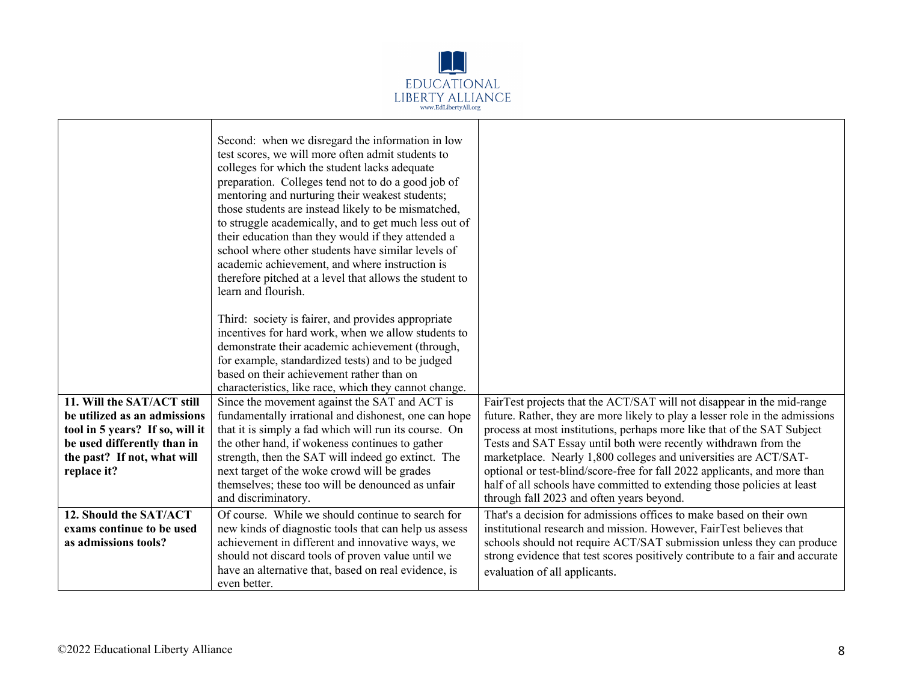| | | |
|---|---|---|
| | Second: when we disregard the information in low test scores, we will more often admit students to colleges for which the student lacks adequate preparation. Colleges tend not to do a good job of mentoring and nurturing their weakest students; those students are instead likely to be mismatched, to struggle academically, and to get much less out of their education than they would if they attended a school where other students have similar levels of academic achievement, and where instruction is therefore pitched at a level that allows the student to learn and flourish.<br><br>Third: society is fairer, and provides appropriate incentives for hard work, when we allow students to demonstrate their academic achievement (through, for example, standardized tests) and to be judged based on their achievement rather than on characteristics, like race, which they cannot change. | |
| **11. Will the SAT/ACT still be utilized as an admissions tool in 5 years? If so, will it be used differently than in the past? If not, what will replace it?** | Since the movement against the SAT and ACT is fundamentally irrational and dishonest, one can hope that it is simply a fad which will run its course. On the other hand, if wokeness continues to gather strength, then the SAT will indeed go extinct. The next target of the woke crowd will be grades themselves; these too will be denounced as unfair and discriminatory. | FairTest projects that the ACT/SAT will not disappear in the mid-range future. Rather, they are more likely to play a lesser role in the admissions process at most institutions, perhaps more like that of the SAT Subject Tests and SAT Essay until both were recently withdrawn from the marketplace. Nearly 1,800 colleges and universities are ACT/SAT-optional or test-blind/score-free for fall 2022 applicants, and more than half of all schools have committed to extending those policies at least through fall 2023 and often years beyond. |
| **12. Should the SAT/ACT exams continue to be used as admissions tools?** | Of course. While we should continue to search for new kinds of diagnostic tools that can help us assess achievement in different and innovative ways, we should not discard tools of proven value until we have an alternative that, based on real evidence, is even better. | That's a decision for admissions offices to make based on their own institutional research and mission. However, FairTest believes that schools should not require ACT/SAT submission unless they can produce strong evidence that test scores positively contribute to a fair and accurate evaluation of all applicants. |

©2022 Educational Liberty Alliance